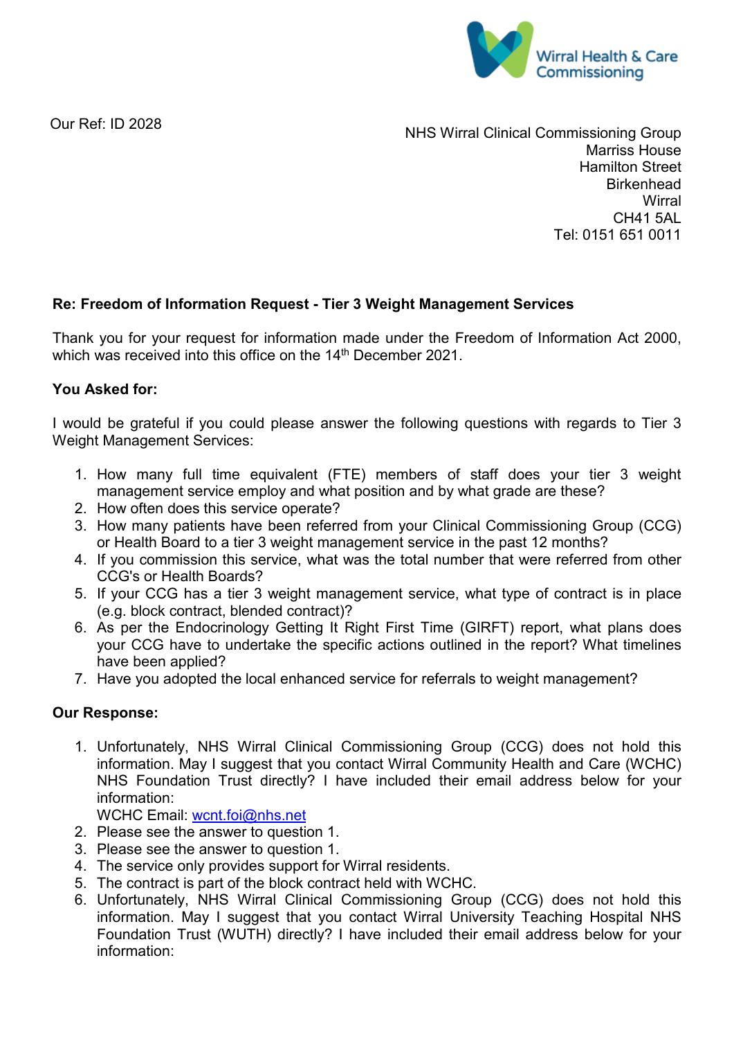Wirral Health & Care Commissioning

Our Ref: ID 2028

NHS Wirral Clinical Commissioning Group
Marriss House
Hamilton Street
Birkenhead
Wirral
CH41 5AL
Tel: 0151 651 0011

**Re: Freedom of Information Request - Tier 3 Weight Management Services**

Thank you for your request for information made under the Freedom of Information Act 2000, which was received into this office on the 14th December 2021.

**You Asked for:**

I would be grateful if you could please answer the following questions with regards to Tier 3 Weight Management Services:

1. How many full time equivalent (FTE) members of staff does your tier 3 weight management service employ and what position and by what grade are these?
2. How often does this service operate?
3. How many patients have been referred from your Clinical Commissioning Group (CCG) or Health Board to a tier 3 weight management service in the past 12 months?
4. If you commission this service, what was the total number that were referred from other CCG's or Health Boards?
5. If your CCG has a tier 3 weight management service, what type of contract is in place (e.g. block contract, blended contract)?
6. As per the Endocrinology Getting It Right First Time (GIRFT) report, what plans does your CCG have to undertake the specific actions outlined in the report? What timelines have been applied?
7. Have you adopted the local enhanced service for referrals to weight management?

**Our Response:**

1. Unfortunately, NHS Wirral Clinical Commissioning Group (CCG) does not hold this information. May I suggest that you contact Wirral Community Health and Care (WCHC) NHS Foundation Trust directly? I have included their email address below for your information:
   WCHC Email: wcnt.foi@nhs.net
2. Please see the answer to question 1.
3. Please see the answer to question 1.
4. The service only provides support for Wirral residents.
5. The contract is part of the block contract held with WCHC.
6. Unfortunately, NHS Wirral Clinical Commissioning Group (CCG) does not hold this information. May I suggest that you contact Wirral University Teaching Hospital NHS Foundation Trust (WUTH) directly? I have included their email address below for your information: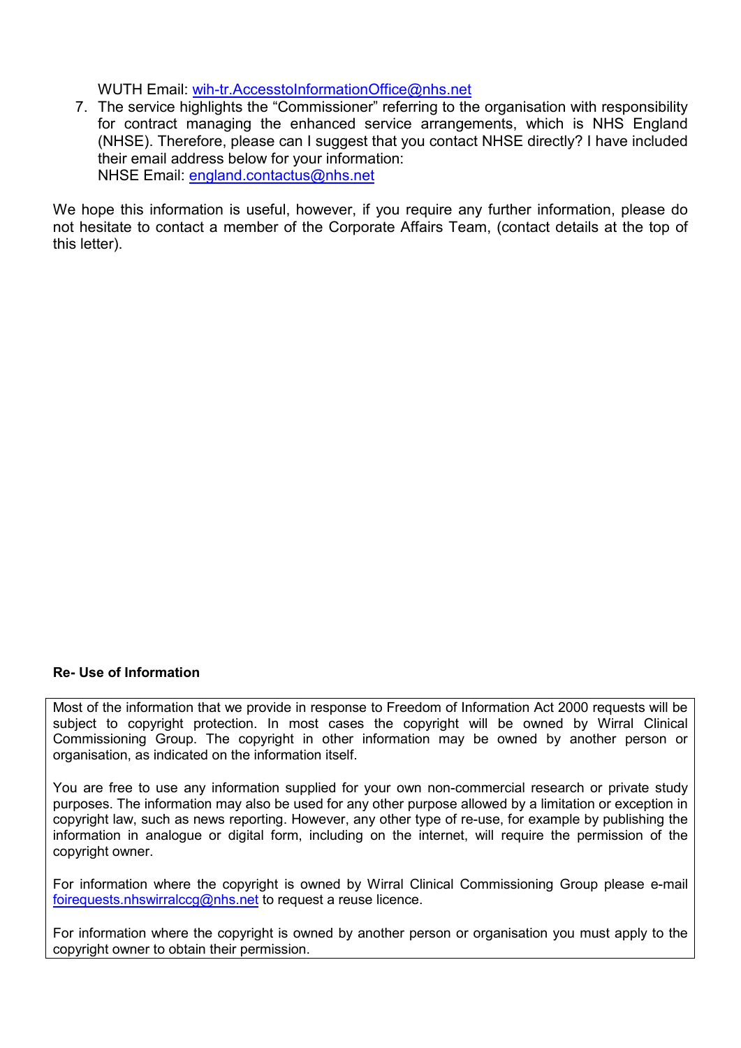WUTH Email: wih-tr.AccesstoInformationOffice@nhs.net

7. The service highlights the "Commissioner" referring to the organisation with responsibility for contract managing the enhanced service arrangements, which is NHS England (NHSE). Therefore, please can I suggest that you contact NHSE directly? I have included their email address below for your information:
   NHSE Email: england.contactus@nhs.net

We hope this information is useful, however, if you require any further information, please do not hesitate to contact a member of the Corporate Affairs Team, (contact details at the top of this letter).

**Re- Use of Information**

Most of the information that we provide in response to Freedom of Information Act 2000 requests will be subject to copyright protection. In most cases the copyright will be owned by Wirral Clinical Commissioning Group. The copyright in other information may be owned by another person or organisation, as indicated on the information itself.

You are free to use any information supplied for your own non-commercial research or private study purposes. The information may also be used for any other purpose allowed by a limitation or exception in copyright law, such as news reporting. However, any other type of re-use, for example by publishing the information in analogue or digital form, including on the internet, will require the permission of the copyright owner.

For information where the copyright is owned by Wirral Clinical Commissioning Group please e-mail foirequests.nhswirralccg@nhs.net to request a reuse licence.

For information where the copyright is owned by another person or organisation you must apply to the copyright owner to obtain their permission.